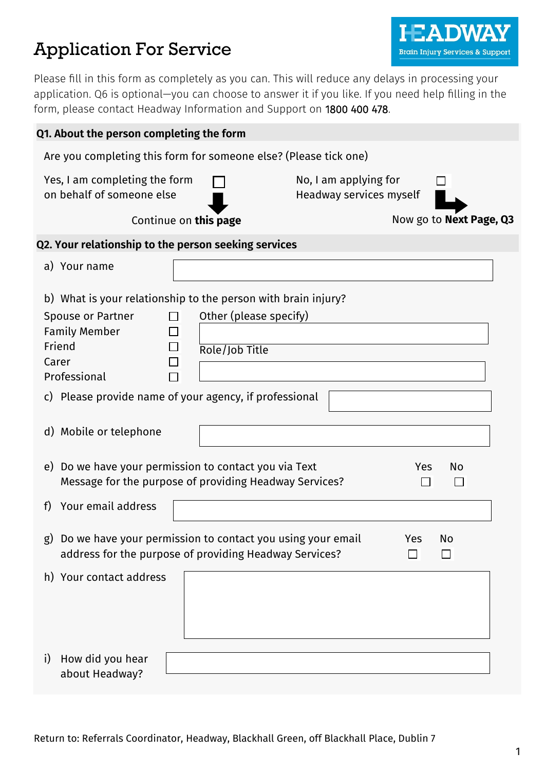# Application For Service

HEADWAY
Brain Injury Services & Support

Please fill in this form as completely as you can. This will reduce any delays in processing your application. Q6 is optional—you can choose to answer it if you like. If you need help filling in the form, please contact Headway Information and Support on 1800 400 478.

## Q1. About the person completing the form

Are you completing this form for someone else? (Please tick one)

Yes, I am completing the form on behalf of someone else ☐
Continue on **this page**

No, I am applying for Headway services myself ☐
Now go to **Next Page, Q3**

## Q2. Your relationship to the person seeking services

a) Your name

b) What is your relationship to the person with brain injury?

- Spouse or Partner ☐
- Family Member ☐
- Friend ☐
- Carer ☐
- Professional ☐

Other (please specify)

Role/Job Title

c) Please provide name of your agency, if professional

d) Mobile or telephone

e) Do we have your permission to contact you via Text Message for the purpose of providing Headway Services? Yes ☐ No ☐

f) Your email address

g) Do we have your permission to contact you using your email address for the purpose of providing Headway Services? Yes ☐ No ☐

h) Your contact address

i) How did you hear about Headway?

Return to: Referrals Coordinator, Headway, Blackhall Green, off Blackhall Place, Dublin 7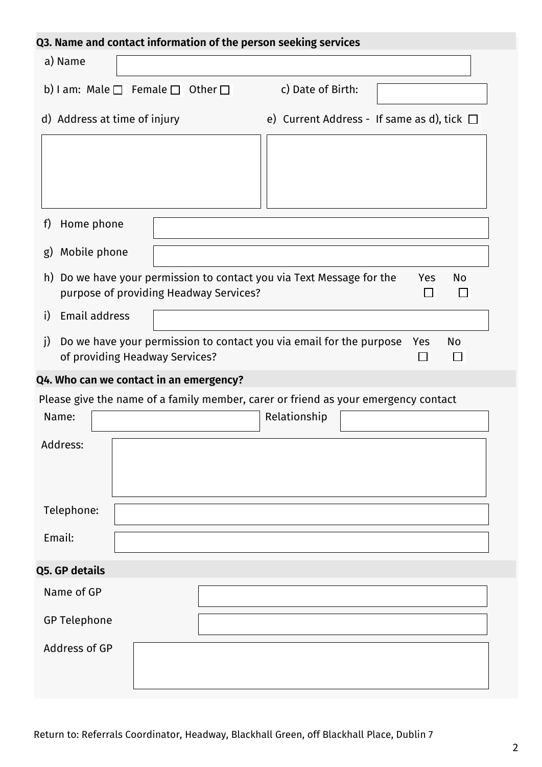### Q3. Name and contact information of the person seeking services

a) Name

b) I am: Male ☐ Female ☐ Other ☐

c) Date of Birth:

d) Address at time of injury

e) Current Address - If same as d), tick ☐

f) Home phone

g) Mobile phone

h) Do we have your permission to contact you via Text Message for the purpose of providing Headway Services? Yes ☐ No ☐

i) Email address

j) Do we have your permission to contact you via email for the purpose of providing Headway Services? Yes ☐ No ☐

### Q4. Who can we contact in an emergency?

Please give the name of a family member, carer or friend as your emergency contact

Name:

Relationship

Address:

Telephone:

Email:

### Q5. GP details

Name of GP

GP Telephone

Address of GP

Return to: Referrals Coordinator, Headway, Blackhall Green, off Blackhall Place, Dublin 7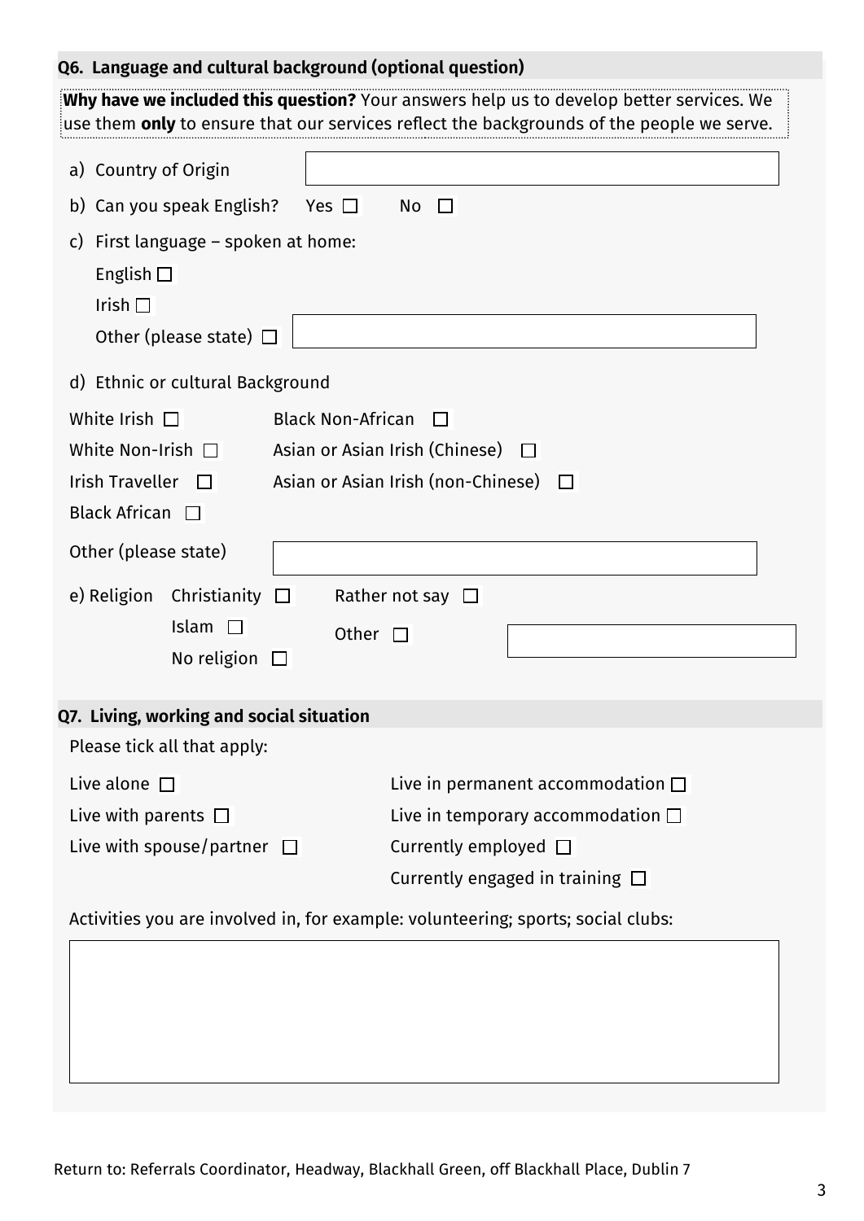## Q6. Language and cultural background (optional question)

**Why have we included this question?** Your answers help us to develop better services. We use them **only** to ensure that our services reflect the backgrounds of the people we serve.

a) Country of Origin \_\_\_\_\_\_\_\_\_\_\_\_\_\_\_\_\_\_\_\_

b) Can you speak English? Yes ☐ No ☐

c) First language – spoken at home:

- English ☐
- Irish ☐
- Other (please state) ☐ \_\_\_\_\_\_\_\_\_\_\_\_\_\_\_\_\_\_\_\_

d) Ethnic or cultural Background

- White Irish ☐
- White Non-Irish ☐
- Irish Traveller ☐
- Black African ☐
- Black Non-African ☐
- Asian or Asian Irish (Chinese) ☐
- Asian or Asian Irish (non-Chinese) ☐

Other (please state) \_\_\_\_\_\_\_\_\_\_\_\_\_\_\_\_\_\_\_\_

e) Religion

- Christianity ☐
- Islam ☐
- No religion ☐
- Rather not say ☐
- Other ☐ \_\_\_\_\_\_\_\_\_\_\_\_\_\_\_\_\_\_\_\_

## Q7. Living, working and social situation

Please tick all that apply:

- Live alone ☐
- Live with parents ☐
- Live with spouse/partner ☐
- Live in permanent accommodation ☐
- Live in temporary accommodation ☐
- Currently employed ☐
- Currently engaged in training ☐

Activities you are involved in, for example: volunteering; sports; social clubs:

\_\_\_\_\_\_\_\_\_\_\_\_\_\_\_\_\_\_\_\_

Return to: Referrals Coordinator, Headway, Blackhall Green, off Blackhall Place, Dublin 7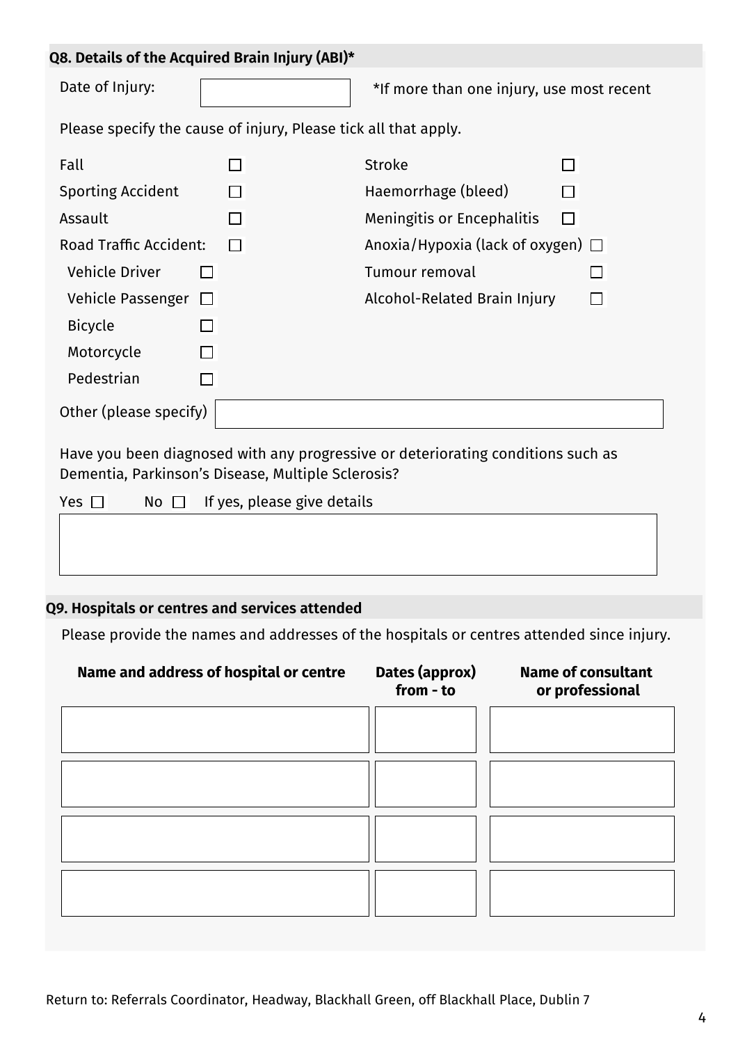## Q8. Details of the Acquired Brain Injury (ABI)*

Date of Injury: ______________ *If more than one injury, use most recent

Please specify the cause of injury, Please tick all that apply.

- Fall ☐
- Sporting Accident ☐
- Assault ☐
- Road Traffic Accident: ☐
  - Vehicle Driver ☐
  - Vehicle Passenger ☐
  - Bicycle ☐
  - Motorcycle ☐
  - Pedestrian ☐
- Stroke ☐
- Haemorrhage (bleed) ☐
- Meningitis or Encephalitis ☐
- Anoxia/Hypoxia (lack of oxygen) ☐
- Tumour removal ☐
- Alcohol-Related Brain Injury ☐

Other (please specify) ______________

Have you been diagnosed with any progressive or deteriorating conditions such as Dementia, Parkinson's Disease, Multiple Sclerosis?

Yes ☐ No ☐ If yes, please give details

______________

## Q9. Hospitals or centres and services attended

Please provide the names and addresses of the hospitals or centres attended since injury.

| Name and address of hospital or centre | Dates (approx) from - to | Name of consultant or professional |
|---|---|---|
| | | |
| | | |
| | | |
| | | |

Return to: Referrals Coordinator, Headway, Blackhall Green, off Blackhall Place, Dublin 7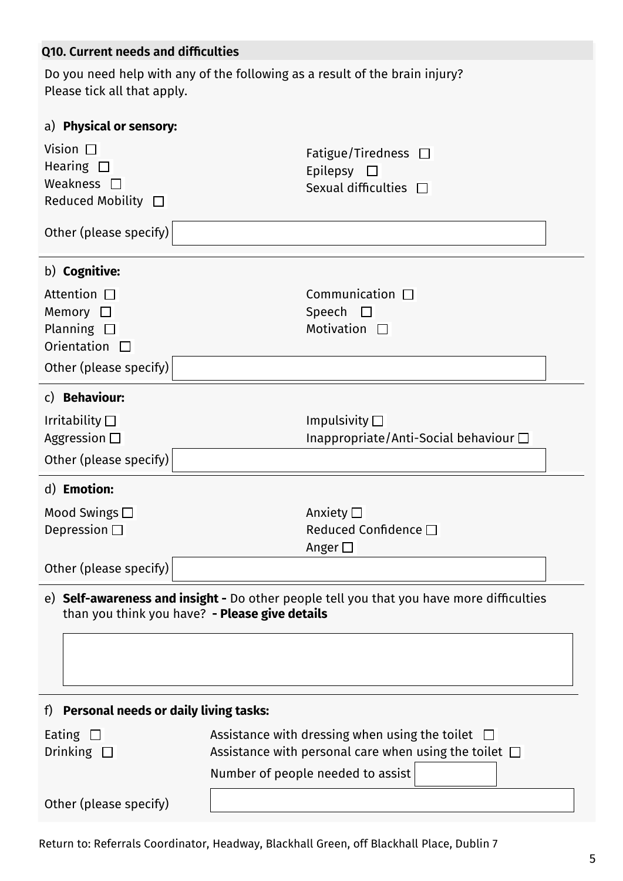### Q10. Current needs and difficulties

Do you need help with any of the following as a result of the brain injury?
Please tick all that apply.

a) **Physical or sensory:**

- Vision ☐
- Hearing ☐
- Weakness ☐
- Reduced Mobility ☐
- Fatigue/Tiredness ☐
- Epilepsy ☐
- Sexual difficulties ☐

Other (please specify) ________________________________

b) **Cognitive:**

- Attention ☐
- Memory ☐
- Planning ☐
- Orientation ☐
- Communication ☐
- Speech ☐
- Motivation ☐

Other (please specify) ________________________________

c) **Behaviour:**

- Irritability ☐
- Aggression ☐
- Impulsivity ☐
- Inappropriate/Anti-Social behaviour ☐

Other (please specify) ________________________________

d) **Emotion:**

- Mood Swings ☐
- Depression ☐
- Anxiety ☐
- Reduced Confidence ☐
- Anger ☐

Other (please specify) ________________________________

e) **Self-awareness and insight -** Do other people tell you that you have more difficulties than you think you have? **- Please give details**

________________________________

f) **Personal needs or daily living tasks:**

- Eating ☐
- Drinking ☐
- Assistance with dressing when using the toilet ☐
- Assistance with personal care when using the toilet ☐

Number of people needed to assist ________

Other (please specify) ________________________________

Return to: Referrals Coordinator, Headway, Blackhall Green, off Blackhall Place, Dublin 7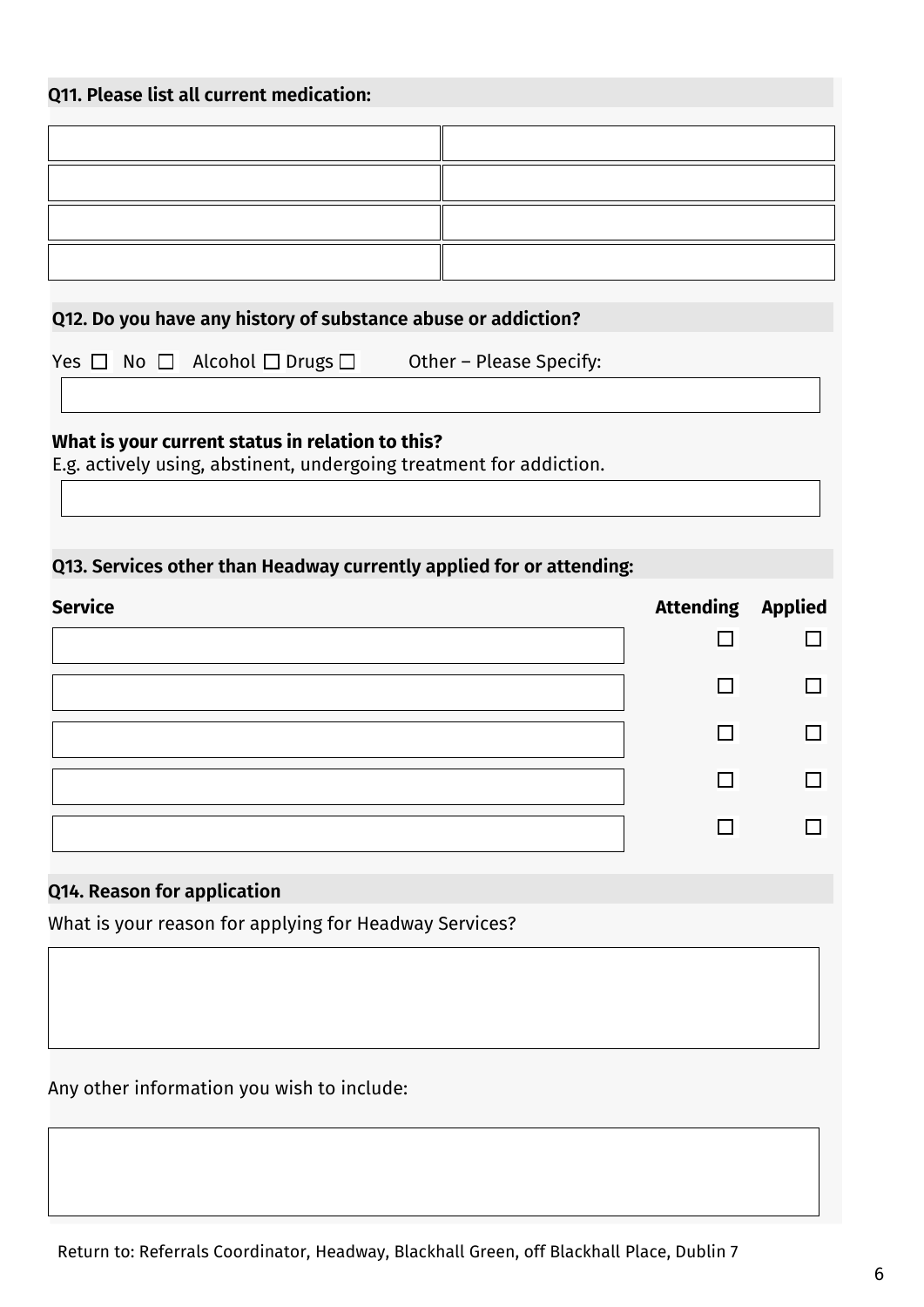**Q11. Please list all current medication:**

| | |
|---|---|
| | |
| | |
| | |
| | |

**Q12. Do you have any history of substance abuse or addiction?**

Yes ☐ No ☐ Alcohol ☐ Drugs ☐ Other – Please Specify:

**What is your current status in relation to this?**
E.g. actively using, abstinent, undergoing treatment for addiction.

**Q13. Services other than Headway currently applied for or attending:**

| Service | Attending | Applied |
|---|---|---|
| | ☐ | ☐ |
| | ☐ | ☐ |
| | ☐ | ☐ |
| | ☐ | ☐ |
| | ☐ | ☐ |

**Q14. Reason for application**

What is your reason for applying for Headway Services?

Any other information you wish to include:

Return to: Referrals Coordinator, Headway, Blackhall Green, off Blackhall Place, Dublin 7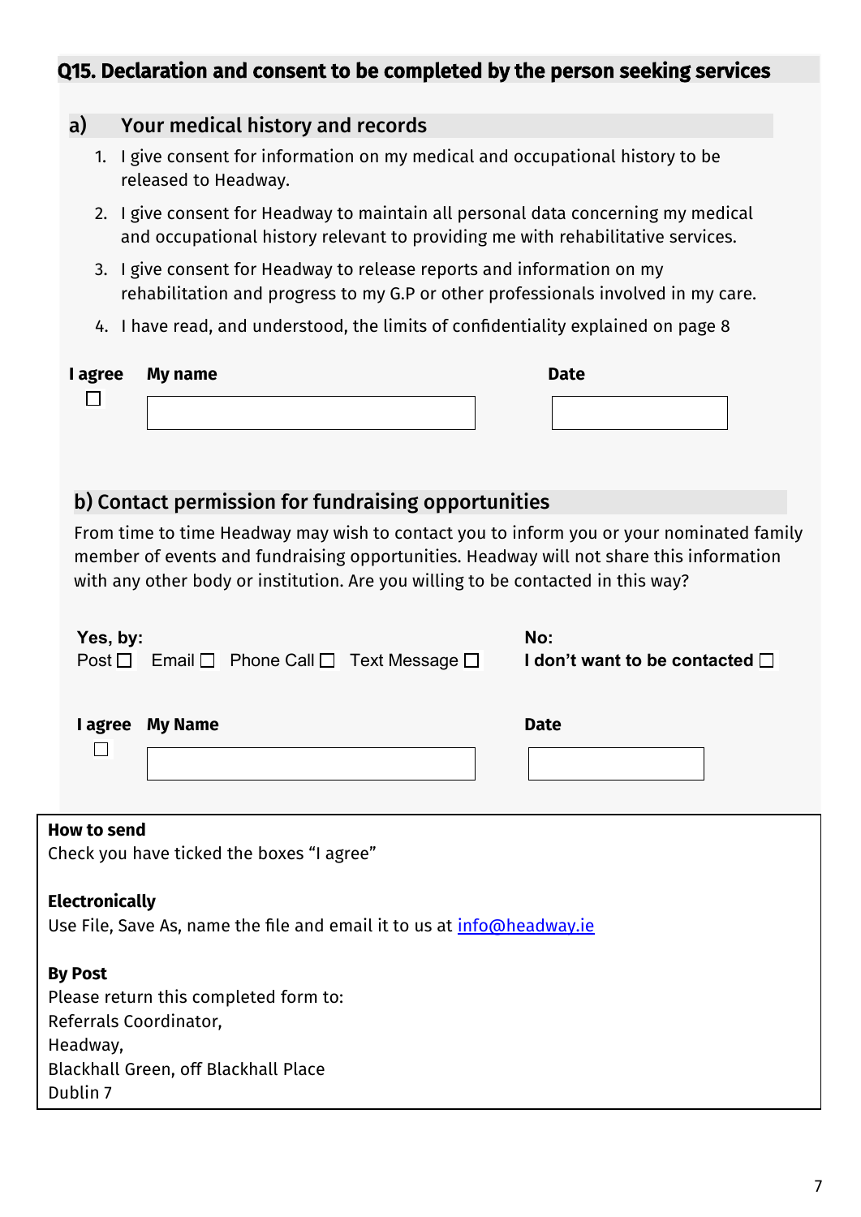## Q15. Declaration and consent to be completed by the person seeking services

### a) Your medical history and records

1. I give consent for information on my medical and occupational history to be released to Headway.
2. I give consent for Headway to maintain all personal data concerning my medical and occupational history relevant to providing me with rehabilitative services.
3. I give consent for Headway to release reports and information on my rehabilitation and progress to my G.P or other professionals involved in my care.
4. I have read, and understood, the limits of confidentiality explained on page 8

| I agree | My name | Date |
|---|---|---|
| ☐ | | |

### b) Contact permission for fundraising opportunities

From time to time Headway may wish to contact you to inform you or your nominated family member of events and fundraising opportunities. Headway will not share this information with any other body or institution. Are you willing to be contacted in this way?

**Yes, by:**
Post ☐ Email ☐ Phone Call ☐ Text Message ☐

**No:**
**I don't want to be contacted** ☐

| I agree | My Name | Date |
|---|---|---|
| ☐ | | |

**How to send**
Check you have ticked the boxes "I agree"

**Electronically**
Use File, Save As, name the file and email it to us at info@headway.ie

**By Post**
Please return this completed form to:
Referrals Coordinator,
Headway,
Blackhall Green, off Blackhall Place
Dublin 7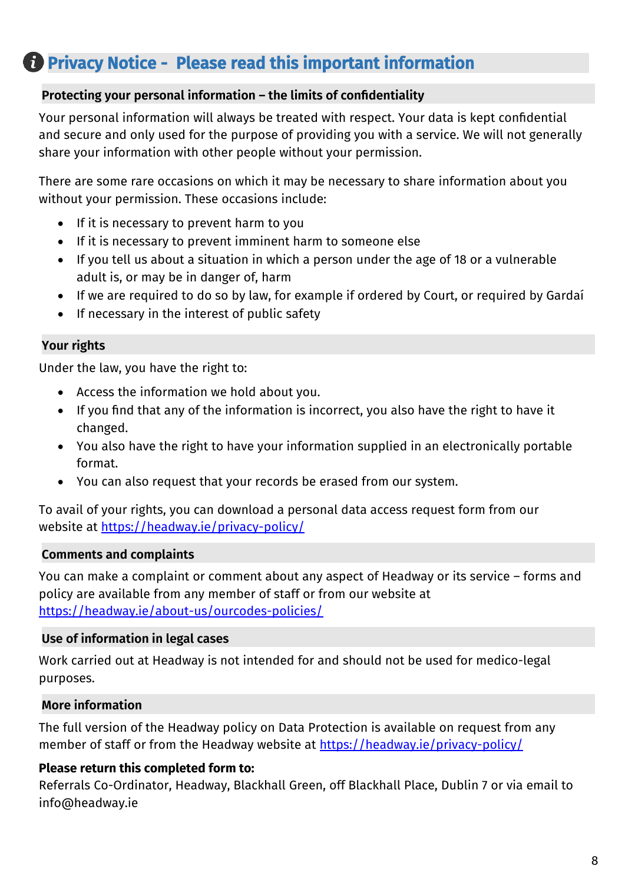## Privacy Notice - Please read this important information

### Protecting your personal information – the limits of confidentiality

Your personal information will always be treated with respect. Your data is kept confidential and secure and only used for the purpose of providing you with a service. We will not generally share your information with other people without your permission.

There are some rare occasions on which it may be necessary to share information about you without your permission. These occasions include:

- If it is necessary to prevent harm to you
- If it is necessary to prevent imminent harm to someone else
- If you tell us about a situation in which a person under the age of 18 or a vulnerable adult is, or may be in danger of, harm
- If we are required to do so by law, for example if ordered by Court, or required by Gardaí
- If necessary in the interest of public safety

### Your rights

Under the law, you have the right to:

- Access the information we hold about you.
- If you find that any of the information is incorrect, you also have the right to have it changed.
- You also have the right to have your information supplied in an electronically portable format.
- You can also request that your records be erased from our system.

To avail of your rights, you can download a personal data access request form from our website at https://headway.ie/privacy-policy/

### Comments and complaints

You can make a complaint or comment about any aspect of Headway or its service – forms and policy are available from any member of staff or from our website at https://headway.ie/about-us/ourcodes-policies/

### Use of information in legal cases

Work carried out at Headway is not intended for and should not be used for medico-legal purposes.

### More information

The full version of the Headway policy on Data Protection is available on request from any member of staff or from the Headway website at https://headway.ie/privacy-policy/

**Please return this completed form to:**
Referrals Co-Ordinator, Headway, Blackhall Green, off Blackhall Place, Dublin 7 or via email to info@headway.ie